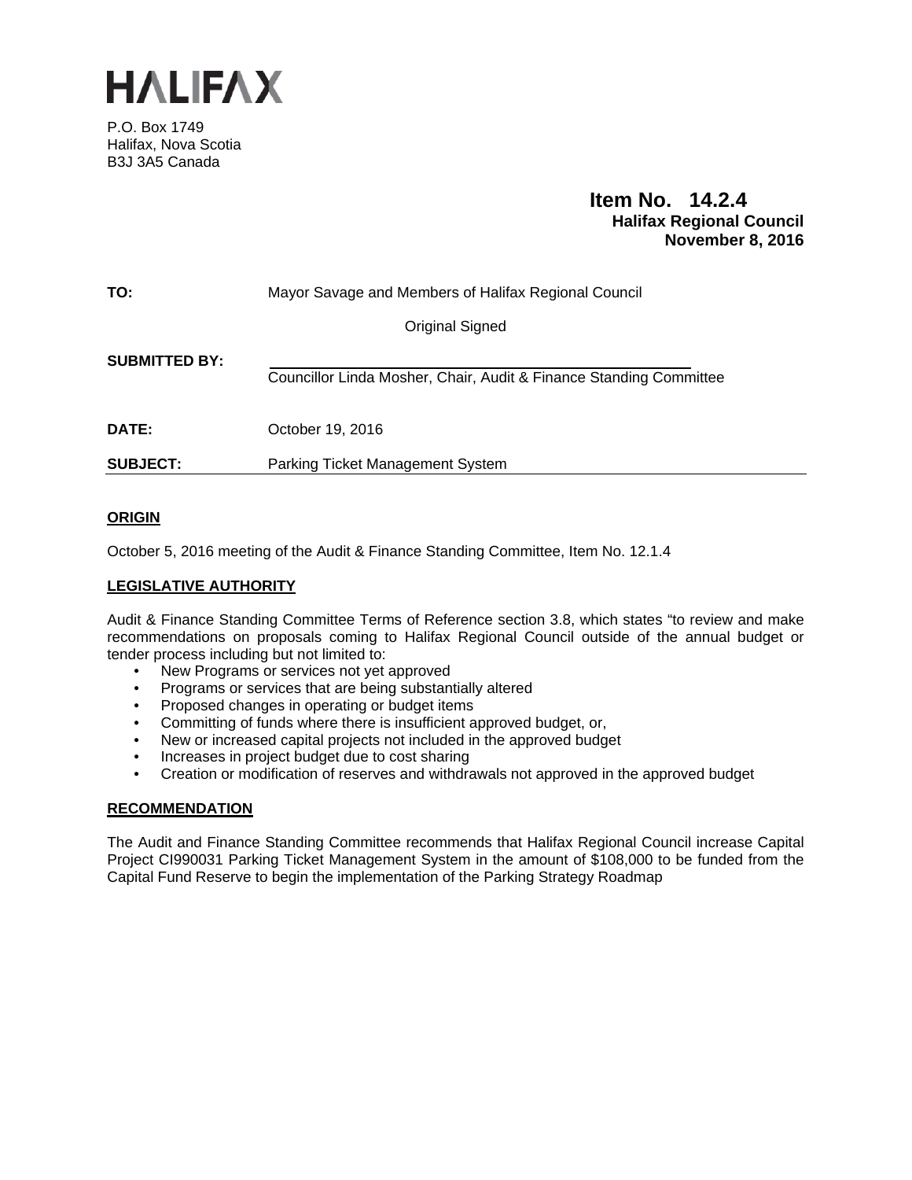# HALIFAX

P.O. Box 1749
Halifax, Nova Scotia
B3J 3A5 Canada

**Item No. 14.2.4**
**Halifax Regional Council**
**November 8, 2016**

**TO:** Mayor Savage and Members of Halifax Regional Council

Original Signed

**SUBMITTED BY:** Councillor Linda Mosher, Chair, Audit & Finance Standing Committee

**DATE:** October 19, 2016

**SUBJECT:** Parking Ticket Management System

## ORIGIN

October 5, 2016 meeting of the Audit & Finance Standing Committee, Item No. 12.1.4

## LEGISLATIVE AUTHORITY

Audit & Finance Standing Committee Terms of Reference section 3.8, which states "to review and make recommendations on proposals coming to Halifax Regional Council outside of the annual budget or tender process including but not limited to:

- New Programs or services not yet approved
- Programs or services that are being substantially altered
- Proposed changes in operating or budget items
- Committing of funds where there is insufficient approved budget, or,
- New or increased capital projects not included in the approved budget
- Increases in project budget due to cost sharing
- Creation or modification of reserves and withdrawals not approved in the approved budget

## RECOMMENDATION

The Audit and Finance Standing Committee recommends that Halifax Regional Council increase Capital Project CI990031 Parking Ticket Management System in the amount of $108,000 to be funded from the Capital Fund Reserve to begin the implementation of the Parking Strategy Roadmap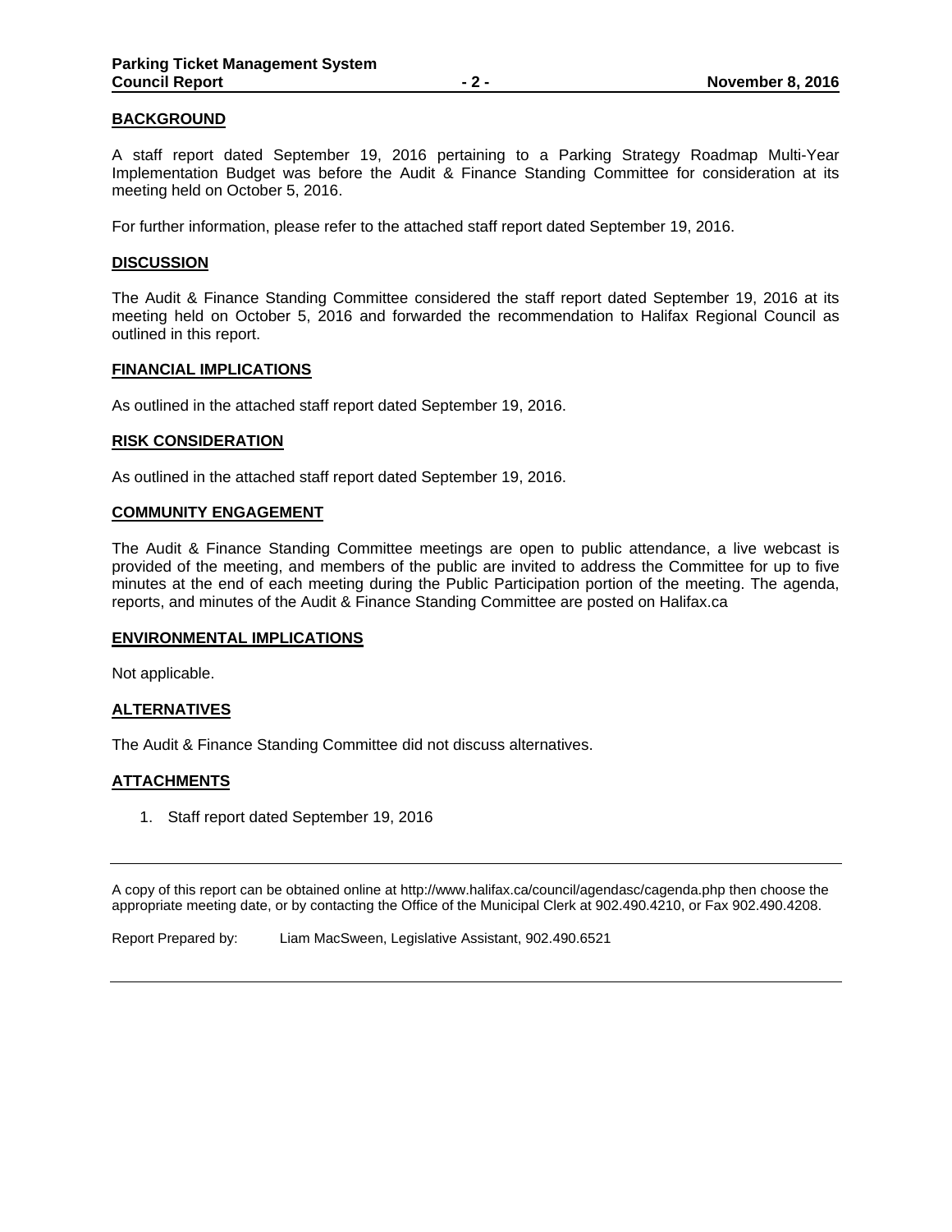## BACKGROUND

A staff report dated September 19, 2016 pertaining to a Parking Strategy Roadmap Multi-Year Implementation Budget was before the Audit & Finance Standing Committee for consideration at its meeting held on October 5, 2016.

For further information, please refer to the attached staff report dated September 19, 2016.

## DISCUSSION

The Audit & Finance Standing Committee considered the staff report dated September 19, 2016 at its meeting held on October 5, 2016 and forwarded the recommendation to Halifax Regional Council as outlined in this report.

## FINANCIAL IMPLICATIONS

As outlined in the attached staff report dated September 19, 2016.

## RISK CONSIDERATION

As outlined in the attached staff report dated September 19, 2016.

## COMMUNITY ENGAGEMENT

The Audit & Finance Standing Committee meetings are open to public attendance, a live webcast is provided of the meeting, and members of the public are invited to address the Committee for up to five minutes at the end of each meeting during the Public Participation portion of the meeting. The agenda, reports, and minutes of the Audit & Finance Standing Committee are posted on Halifax.ca

## ENVIRONMENTAL IMPLICATIONS

Not applicable.

## ALTERNATIVES

The Audit & Finance Standing Committee did not discuss alternatives.

## ATTACHMENTS

1. Staff report dated September 19, 2016

---

A copy of this report can be obtained online at http://www.halifax.ca/council/agendasc/cagenda.php then choose the appropriate meeting date, or by contacting the Office of the Municipal Clerk at 902.490.4210, or Fax 902.490.4208.

Report Prepared by: Liam MacSween, Legislative Assistant, 902.490.6521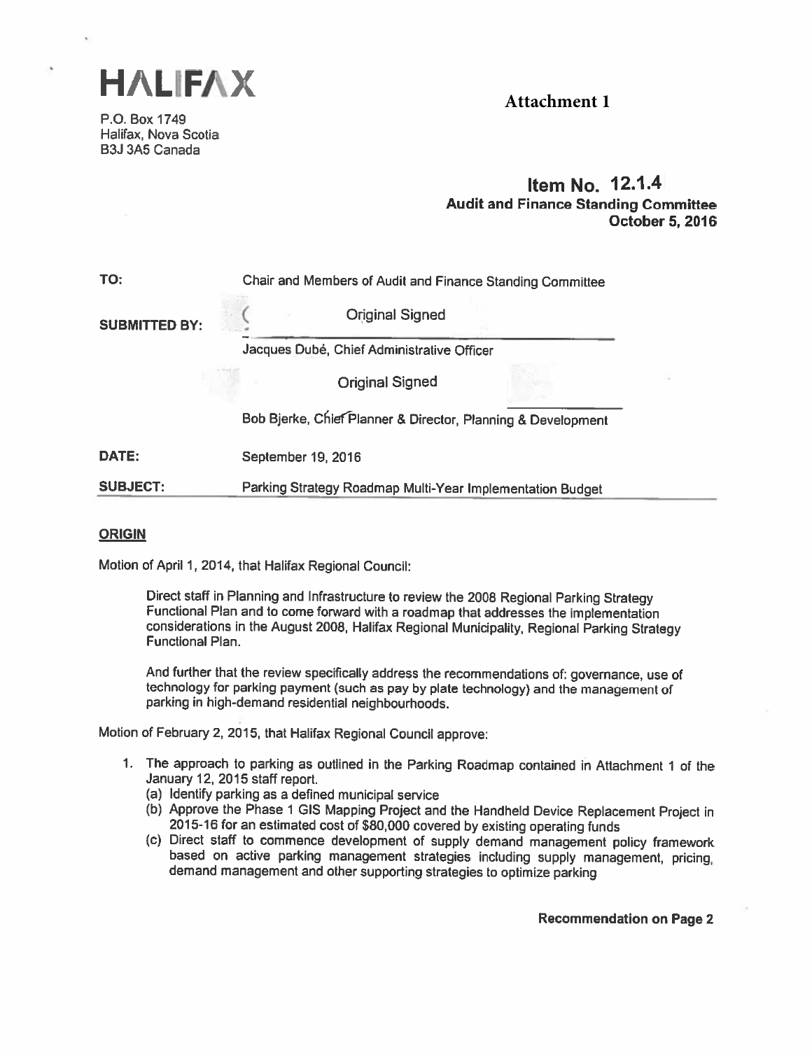# HALIFAX

P.O. Box 1749
Halifax, Nova Scotia
B3J 3A5 Canada

**Attachment 1**

## Item No. 12.1.4
**Audit and Finance Standing Committee**
**October 5, 2016**

**TO:** Chair and Members of Audit and Finance Standing Committee

**SUBMITTED BY:** Original Signed

Jacques Dubé, Chief Administrative Officer

Original Signed

Bob Bjerke, Chief Planner & Director, Planning & Development

**DATE:** September 19, 2016

**SUBJECT:** Parking Strategy Roadmap Multi-Year Implementation Budget

## ORIGIN

Motion of April 1, 2014, that Halifax Regional Council:

> Direct staff in Planning and Infrastructure to review the 2008 Regional Parking Strategy Functional Plan and to come forward with a roadmap that addresses the implementation considerations in the August 2008, Halifax Regional Municipality, Regional Parking Strategy Functional Plan.
>
> And further that the review specifically address the recommendations of: governance, use of technology for parking payment (such as pay by plate technology) and the management of parking in high-demand residential neighbourhoods.

Motion of February 2, 2015, that Halifax Regional Council approve:

1. The approach to parking as outlined in the Parking Roadmap contained in Attachment 1 of the January 12, 2015 staff report.
   (a) Identify parking as a defined municipal service
   (b) Approve the Phase 1 GIS Mapping Project and the Handheld Device Replacement Project in 2015-16 for an estimated cost of $80,000 covered by existing operating funds
   (c) Direct staff to commence development of supply demand management policy framework based on active parking management strategies including supply management, pricing, demand management and other supporting strategies to optimize parking

**Recommendation on Page 2**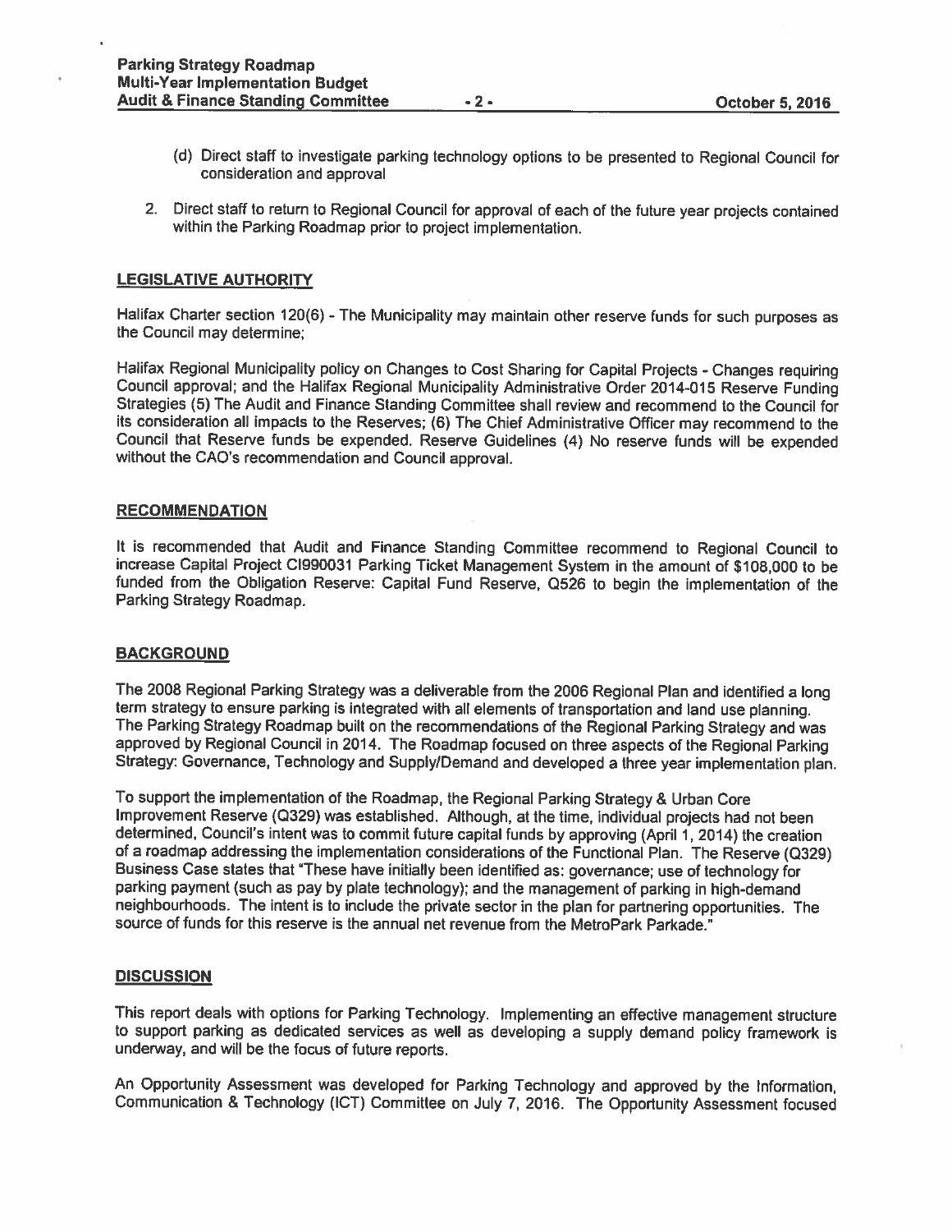(d) Direct staff to investigate parking technology options to be presented to Regional Council for consideration and approval

2. Direct staff to return to Regional Council for approval of each of the future year projects contained within the Parking Roadmap prior to project implementation.

## LEGISLATIVE AUTHORITY

Halifax Charter section 120(6) - The Municipality may maintain other reserve funds for such purposes as the Council may determine;

Halifax Regional Municipality policy on Changes to Cost Sharing for Capital Projects - Changes requiring Council approval; and the Halifax Regional Municipality Administrative Order 2014-015 Reserve Funding Strategies (5) The Audit and Finance Standing Committee shall review and recommend to the Council for its consideration all impacts to the Reserves; (6) The Chief Administrative Officer may recommend to the Council that Reserve funds be expended. Reserve Guidelines (4) No reserve funds will be expended without the CAO's recommendation and Council approval.

## RECOMMENDATION

It is recommended that Audit and Finance Standing Committee recommend to Regional Council to increase Capital Project CI990031 Parking Ticket Management System in the amount of $108,000 to be funded from the Obligation Reserve: Capital Fund Reserve, Q526 to begin the implementation of the Parking Strategy Roadmap.

## BACKGROUND

The 2008 Regional Parking Strategy was a deliverable from the 2006 Regional Plan and identified a long term strategy to ensure parking is integrated with all elements of transportation and land use planning. The Parking Strategy Roadmap built on the recommendations of the Regional Parking Strategy and was approved by Regional Council in 2014. The Roadmap focused on three aspects of the Regional Parking Strategy: Governance, Technology and Supply/Demand and developed a three year implementation plan.

To support the implementation of the Roadmap, the Regional Parking Strategy & Urban Core Improvement Reserve (Q329) was established. Although, at the time, individual projects had not been determined, Council's intent was to commit future capital funds by approving (April 1, 2014) the creation of a roadmap addressing the implementation considerations of the Functional Plan. The Reserve (Q329) Business Case states that "These have initially been identified as: governance; use of technology for parking payment (such as pay by plate technology); and the management of parking in high-demand neighbourhoods. The intent is to include the private sector in the plan for partnering opportunities. The source of funds for this reserve is the annual net revenue from the MetroPark Parkade."

## DISCUSSION

This report deals with options for Parking Technology. Implementing an effective management structure to support parking as dedicated services as well as developing a supply demand policy framework is underway, and will be the focus of future reports.

An Opportunity Assessment was developed for Parking Technology and approved by the Information, Communication & Technology (ICT) Committee on July 7, 2016. The Opportunity Assessment focused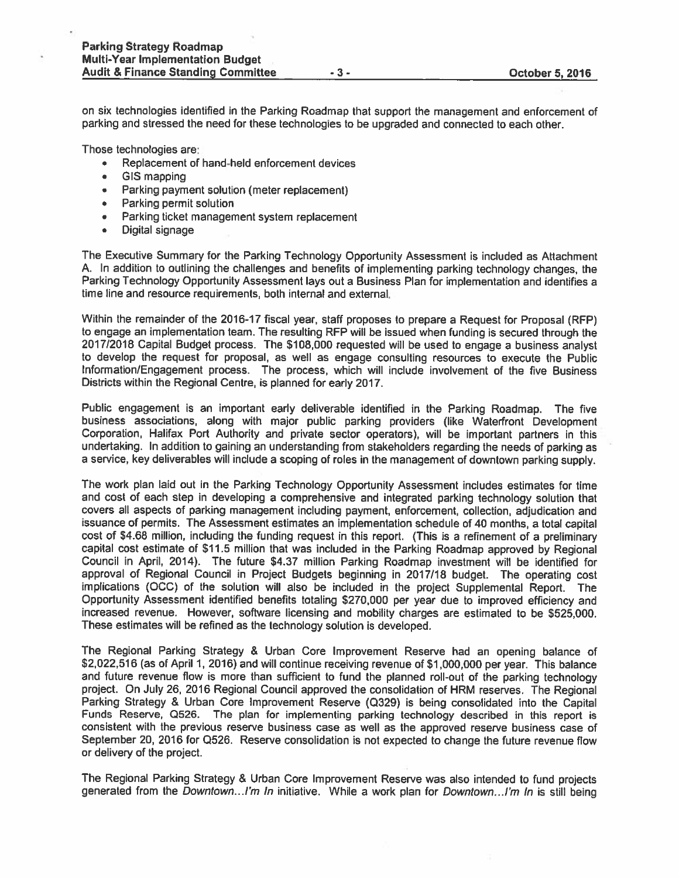on six technologies identified in the Parking Roadmap that support the management and enforcement of parking and stressed the need for these technologies to be upgraded and connected to each other.

Those technologies are:

- Replacement of hand-held enforcement devices
- GIS mapping
- Parking payment solution (meter replacement)
- Parking permit solution
- Parking ticket management system replacement
- Digital signage

The Executive Summary for the Parking Technology Opportunity Assessment is included as Attachment A. In addition to outlining the challenges and benefits of implementing parking technology changes, the Parking Technology Opportunity Assessment lays out a Business Plan for implementation and identifies a time line and resource requirements, both internal and external.

Within the remainder of the 2016-17 fiscal year, staff proposes to prepare a Request for Proposal (RFP) to engage an implementation team. The resulting RFP will be issued when funding is secured through the 2017/2018 Capital Budget process. The $108,000 requested will be used to engage a business analyst to develop the request for proposal, as well as engage consulting resources to execute the Public Information/Engagement process. The process, which will include involvement of the five Business Districts within the Regional Centre, is planned for early 2017.

Public engagement is an important early deliverable identified in the Parking Roadmap. The five business associations, along with major public parking providers (like Waterfront Development Corporation, Halifax Port Authority and private sector operators), will be important partners in this undertaking. In addition to gaining an understanding from stakeholders regarding the needs of parking as a service, key deliverables will include a scoping of roles in the management of downtown parking supply.

The work plan laid out in the Parking Technology Opportunity Assessment includes estimates for time and cost of each step in developing a comprehensive and integrated parking technology solution that covers all aspects of parking management including payment, enforcement, collection, adjudication and issuance of permits. The Assessment estimates an implementation schedule of 40 months, a total capital cost of $4.68 million, including the funding request in this report. (This is a refinement of a preliminary capital cost estimate of $11.5 million that was included in the Parking Roadmap approved by Regional Council in April, 2014). The future $4.37 million Parking Roadmap investment will be identified for approval of Regional Council in Project Budgets beginning in 2017/18 budget. The operating cost implications (OCC) of the solution will also be included in the project Supplemental Report. The Opportunity Assessment identified benefits totaling $270,000 per year due to improved efficiency and increased revenue. However, software licensing and mobility charges are estimated to be $525,000. These estimates will be refined as the technology solution is developed.

The Regional Parking Strategy & Urban Core Improvement Reserve had an opening balance of $2,022,516 (as of April 1, 2016) and will continue receiving revenue of $1,000,000 per year. This balance and future revenue flow is more than sufficient to fund the planned roll-out of the parking technology project. On July 26, 2016 Regional Council approved the consolidation of HRM reserves. The Regional Parking Strategy & Urban Core Improvement Reserve (Q329) is being consolidated into the Capital Funds Reserve, Q526. The plan for implementing parking technology described in this report is consistent with the previous reserve business case as well as the approved reserve business case of September 20, 2016 for Q526. Reserve consolidation is not expected to change the future revenue flow or delivery of the project.

The Regional Parking Strategy & Urban Core Improvement Reserve was also intended to fund projects generated from the *Downtown...I'm In* initiative. While a work plan for *Downtown...I'm In* is still being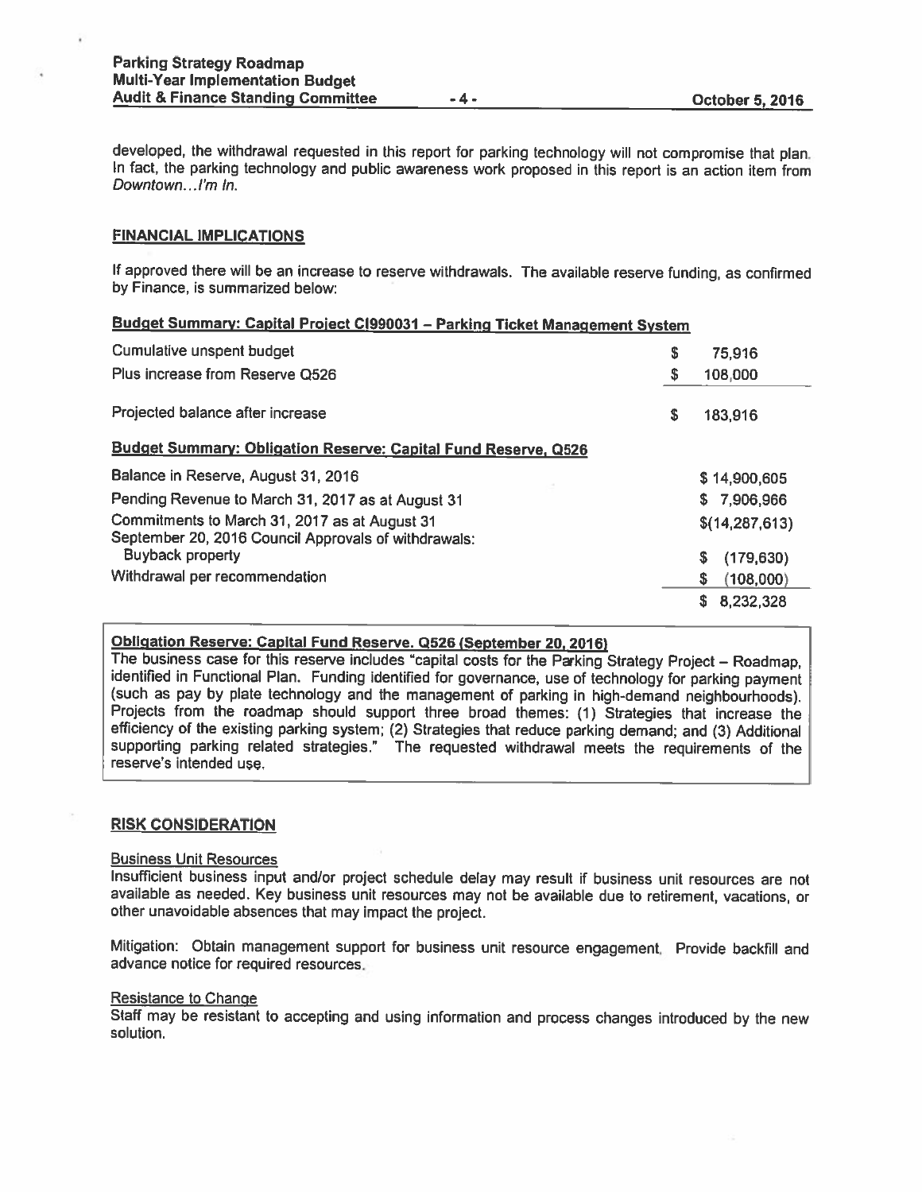developed, the withdrawal requested in this report for parking technology will not compromise that plan. In fact, the parking technology and public awareness work proposed in this report is an action item from *Downtown…I'm In*.

## FINANCIAL IMPLICATIONS

If approved there will be an increase to reserve withdrawals. The available reserve funding, as confirmed by Finance, is summarized below:

**Budget Summary: Capital Project CI990031 – Parking Ticket Management System**

| | |
|---|---|
| Cumulative unspent budget | $ 75,916 |
| Plus increase from Reserve Q526 | $ 108,000 |
| Projected balance after increase | $ 183,916 |

**Budget Summary: Obligation Reserve: Capital Fund Reserve, Q526**

| | |
|---|---|
| Balance in Reserve, August 31, 2016 | $ 14,900,605 |
| Pending Revenue to March 31, 2017 as at August 31 | $ 7,906,966 |
| Commitments to March 31, 2017 as at August 31 | $(14,287,613) |
| September 20, 2016 Council Approvals of withdrawals: | |
| Buyback property | $ (179,630) |
| Withdrawal per recommendation | $ (108,000) |
| | $ 8,232,328 |

**Obligation Reserve: Capital Fund Reserve. Q526 (September 20, 2016)**
The business case for this reserve includes "capital costs for the Parking Strategy Project – Roadmap, identified in Functional Plan. Funding identified for governance, use of technology for parking payment (such as pay by plate technology and the management of parking in high-demand neighbourhoods). Projects from the roadmap should support three broad themes: (1) Strategies that increase the efficiency of the existing parking system; (2) Strategies that reduce parking demand; and (3) Additional supporting parking related strategies." The requested withdrawal meets the requirements of the reserve's intended use.

## RISK CONSIDERATION

### Business Unit Resources

Insufficient business input and/or project schedule delay may result if business unit resources are not available as needed. Key business unit resources may not be available due to retirement, vacations, or other unavoidable absences that may impact the project.

Mitigation: Obtain management support for business unit resource engagement. Provide backfill and advance notice for required resources.

### Resistance to Change

Staff may be resistant to accepting and using information and process changes introduced by the new solution.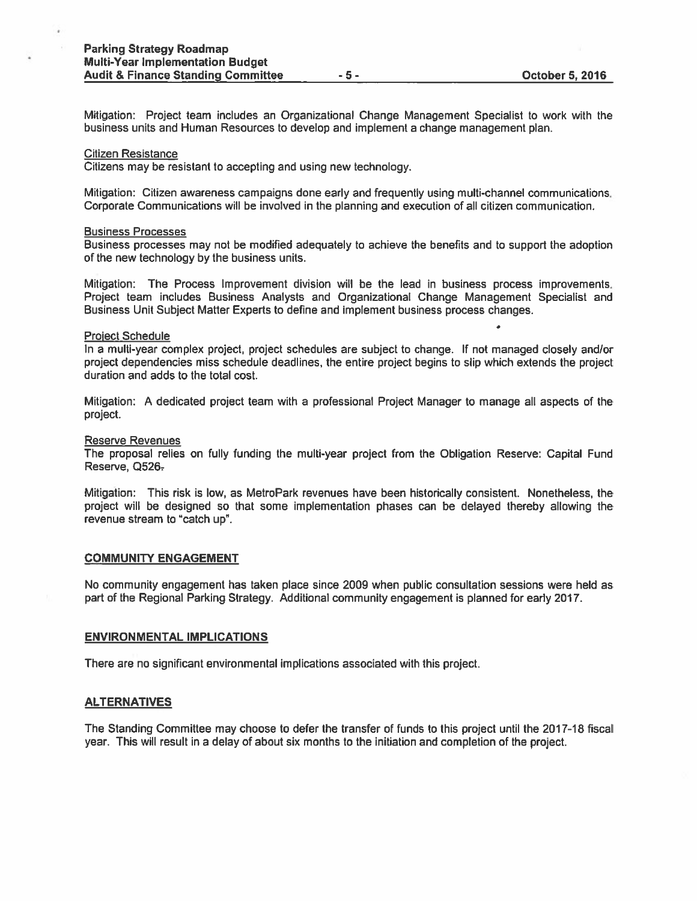Mitigation: Project team includes an Organizational Change Management Specialist to work with the business units and Human Resources to develop and implement a change management plan.

Citizen Resistance
Citizens may be resistant to accepting and using new technology.

Mitigation: Citizen awareness campaigns done early and frequently using multi-channel communications. Corporate Communications will be involved in the planning and execution of all citizen communication.

Business Processes
Business processes may not be modified adequately to achieve the benefits and to support the adoption of the new technology by the business units.

Mitigation: The Process Improvement division will be the lead in business process improvements. Project team includes Business Analysts and Organizational Change Management Specialist and Business Unit Subject Matter Experts to define and implement business process changes.

Project Schedule
In a multi-year complex project, project schedules are subject to change. If not managed closely and/or project dependencies miss schedule deadlines, the entire project begins to slip which extends the project duration and adds to the total cost.

Mitigation: A dedicated project team with a professional Project Manager to manage all aspects of the project.

Reserve Revenues
The proposal relies on fully funding the multi-year project from the Obligation Reserve: Capital Fund Reserve, Q526.

Mitigation: This risk is low, as MetroPark revenues have been historically consistent. Nonetheless, the project will be designed so that some implementation phases can be delayed thereby allowing the revenue stream to "catch up".

## COMMUNITY ENGAGEMENT

No community engagement has taken place since 2009 when public consultation sessions were held as part of the Regional Parking Strategy. Additional community engagement is planned for early 2017.

## ENVIRONMENTAL IMPLICATIONS

There are no significant environmental implications associated with this project.

## ALTERNATIVES

The Standing Committee may choose to defer the transfer of funds to this project until the 2017-18 fiscal year. This will result in a delay of about six months to the initiation and completion of the project.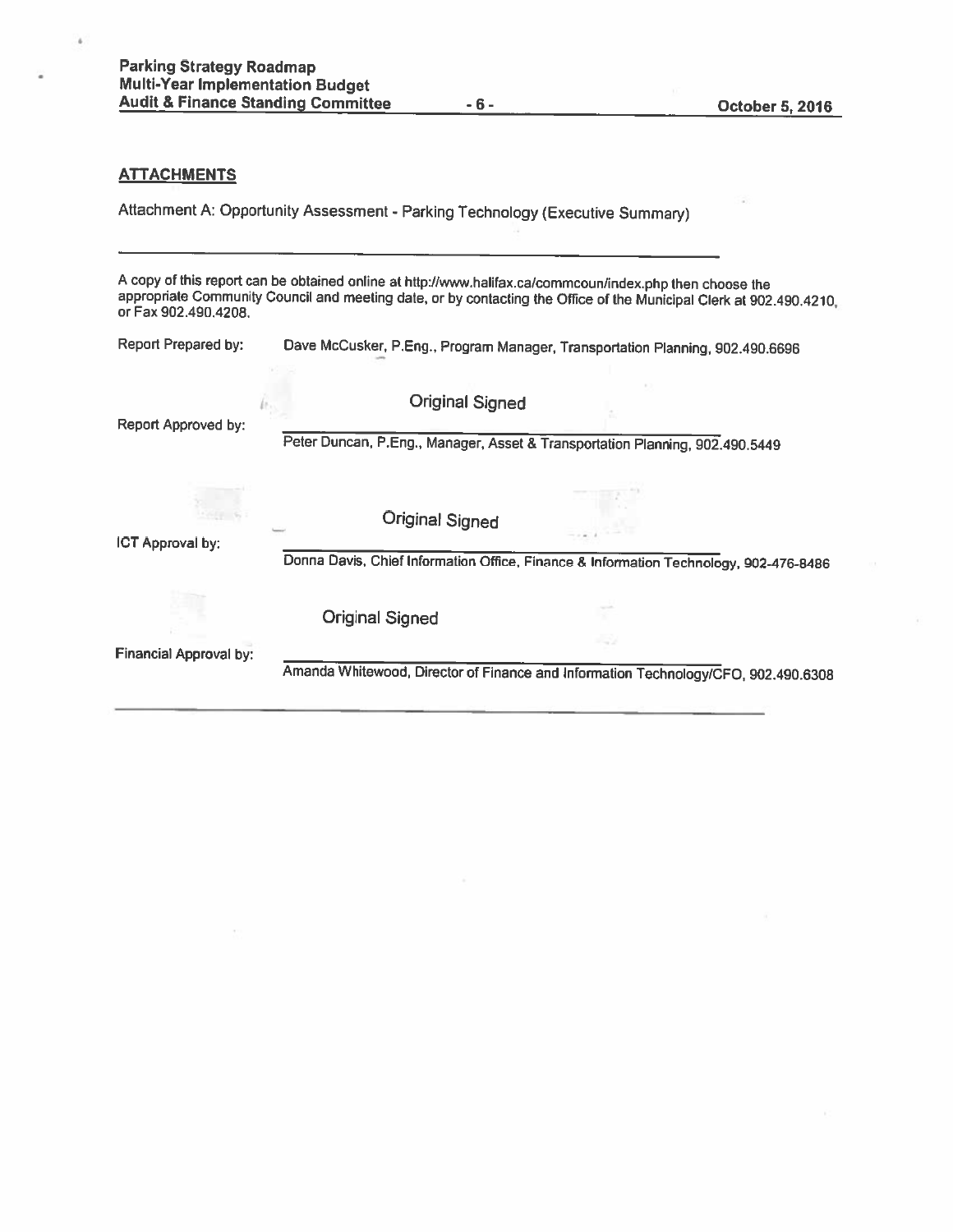## ATTACHMENTS

Attachment A: Opportunity Assessment - Parking Technology (Executive Summary)

---

A copy of this report can be obtained online at http://www.halifax.ca/commcoun/index.php then choose the appropriate Community Council and meeting date, or by contacting the Office of the Municipal Clerk at 902.490.4210, or Fax 902.490.4208.

Report Prepared by: Dave McCusker, P.Eng., Program Manager, Transportation Planning, 902.490.6696

Original Signed

Report Approved by: Peter Duncan, P.Eng., Manager, Asset & Transportation Planning, 902.490.5449

Original Signed

ICT Approval by: Donna Davis, Chief Information Office, Finance & Information Technology, 902-476-8486

Original Signed

Financial Approval by: Amanda Whitewood, Director of Finance and Information Technology/CFO, 902.490.6308

---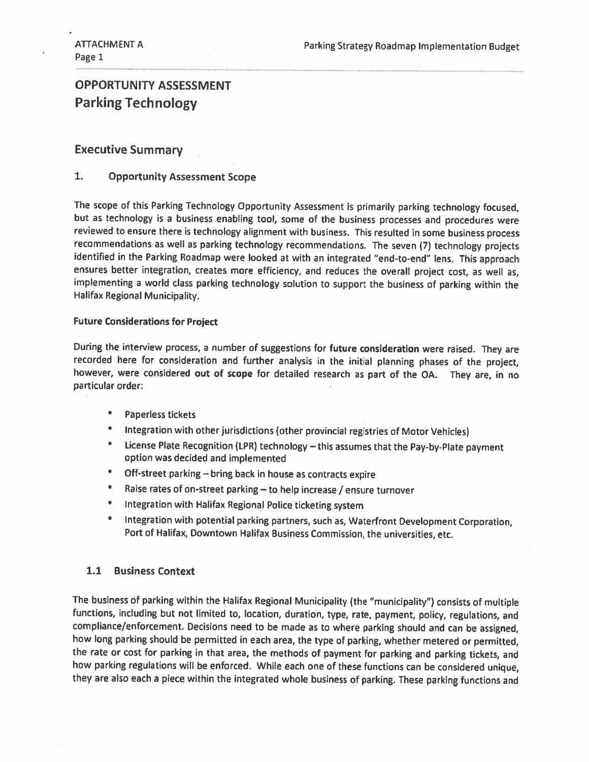# OPPORTUNITY ASSESSMENT
## Parking Technology

## Executive Summary

### 1. Opportunity Assessment Scope

The scope of this Parking Technology Opportunity Assessment is primarily parking technology focused, but as technology is a business enabling tool, some of the business processes and procedures were reviewed to ensure there is technology alignment with business. This resulted in some business process recommendations as well as parking technology recommendations. The seven (7) technology projects identified in the Parking Roadmap were looked at with an integrated "end-to-end" lens. This approach ensures better integration, creates more efficiency, and reduces the overall project cost, as well as, implementing a world class parking technology solution to support the business of parking within the Halifax Regional Municipality.

**Future Considerations for Project**

During the interview process, a number of suggestions for **future consideration** were raised. They are recorded here for consideration and further analysis in the initial planning phases of the project, however, were considered **out of scope** for detailed research as part of the OA. They are, in no particular order:

- Paperless tickets
- Integration with other jurisdictions (other provincial registries of Motor Vehicles)
- License Plate Recognition (LPR) technology – this assumes that the Pay-by-Plate payment option was decided and implemented
- Off-street parking – bring back in house as contracts expire
- Raise rates of on-street parking – to help increase / ensure turnover
- Integration with Halifax Regional Police ticketing system
- Integration with potential parking partners, such as, Waterfront Development Corporation, Port of Halifax, Downtown Halifax Business Commission, the universities, etc.

### 1.1 Business Context

The business of parking within the Halifax Regional Municipality (the "municipality") consists of multiple functions, including but not limited to, location, duration, type, rate, payment, policy, regulations, and compliance/enforcement. Decisions need to be made as to where parking should and can be assigned, how long parking should be permitted in each area, the type of parking, whether metered or permitted, the rate or cost for parking in that area, the methods of payment for parking and parking tickets, and how parking regulations will be enforced. While each one of these functions can be considered unique, they are also each a piece within the integrated whole business of parking. These parking functions and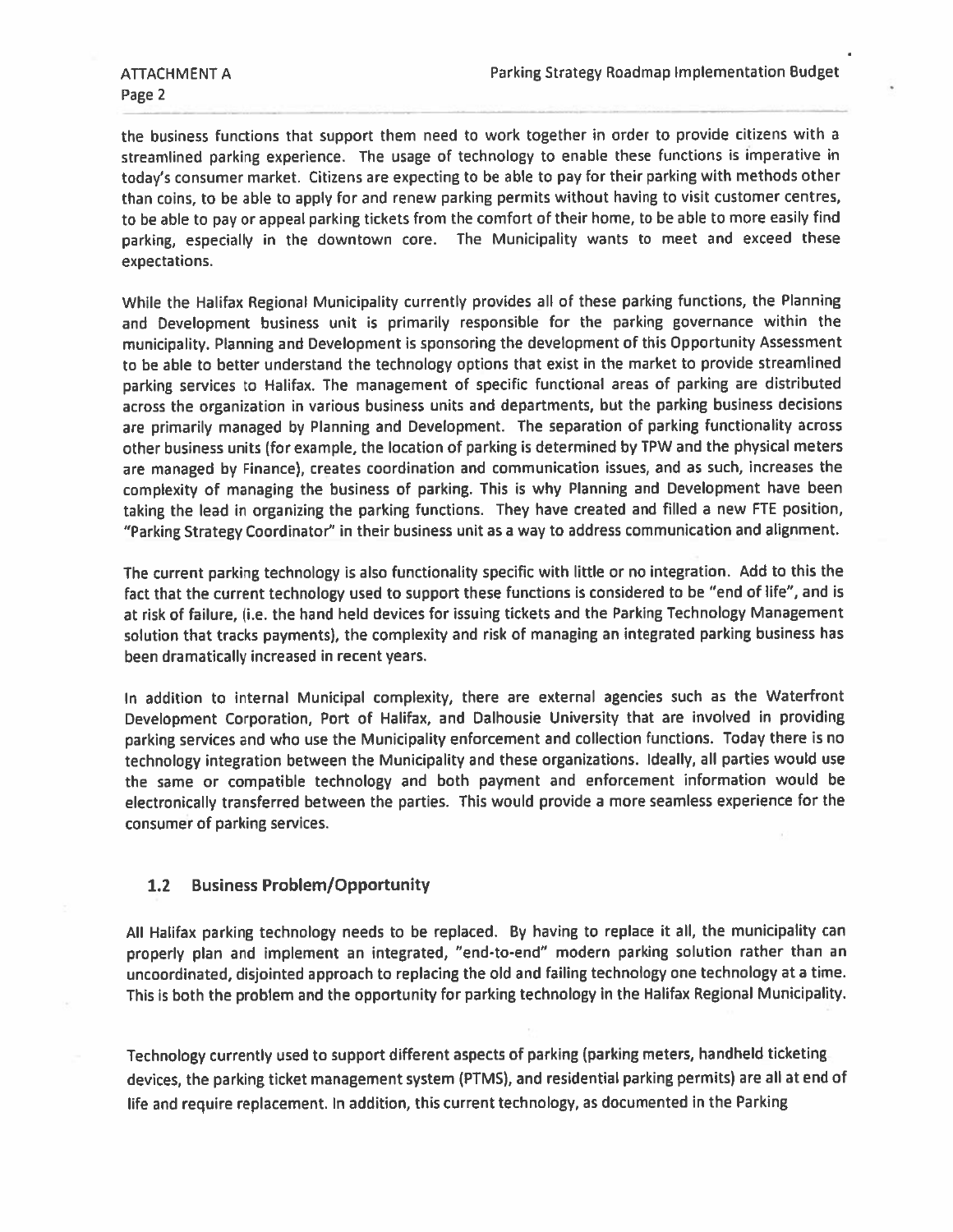the business functions that support them need to work together in order to provide citizens with a streamlined parking experience. The usage of technology to enable these functions is imperative in today's consumer market. Citizens are expecting to be able to pay for their parking with methods other than coins, to be able to apply for and renew parking permits without having to visit customer centres, to be able to pay or appeal parking tickets from the comfort of their home, to be able to more easily find parking, especially in the downtown core. The Municipality wants to meet and exceed these expectations.

While the Halifax Regional Municipality currently provides all of these parking functions, the Planning and Development business unit is primarily responsible for the parking governance within the municipality. Planning and Development is sponsoring the development of this Opportunity Assessment to be able to better understand the technology options that exist in the market to provide streamlined parking services to Halifax. The management of specific functional areas of parking are distributed across the organization in various business units and departments, but the parking business decisions are primarily managed by Planning and Development. The separation of parking functionality across other business units (for example, the location of parking is determined by TPW and the physical meters are managed by Finance), creates coordination and communication issues, and as such, increases the complexity of managing the business of parking. This is why Planning and Development have been taking the lead in organizing the parking functions. They have created and filled a new FTE position, "Parking Strategy Coordinator" in their business unit as a way to address communication and alignment.

The current parking technology is also functionality specific with little or no integration. Add to this the fact that the current technology used to support these functions is considered to be "end of life", and is at risk of failure, (i.e. the hand held devices for issuing tickets and the Parking Technology Management solution that tracks payments), the complexity and risk of managing an integrated parking business has been dramatically increased in recent years.

In addition to internal Municipal complexity, there are external agencies such as the Waterfront Development Corporation, Port of Halifax, and Dalhousie University that are involved in providing parking services and who use the Municipality enforcement and collection functions. Today there is no technology integration between the Municipality and these organizations. Ideally, all parties would use the same or compatible technology and both payment and enforcement information would be electronically transferred between the parties. This would provide a more seamless experience for the consumer of parking services.

### 1.2 Business Problem/Opportunity

All Halifax parking technology needs to be replaced. By having to replace it all, the municipality can properly plan and implement an integrated, "end-to-end" modern parking solution rather than an uncoordinated, disjointed approach to replacing the old and failing technology one technology at a time. This is both the problem and the opportunity for parking technology in the Halifax Regional Municipality.

Technology currently used to support different aspects of parking (parking meters, handheld ticketing devices, the parking ticket management system (PTMS), and residential parking permits) are all at end of life and require replacement. In addition, this current technology, as documented in the Parking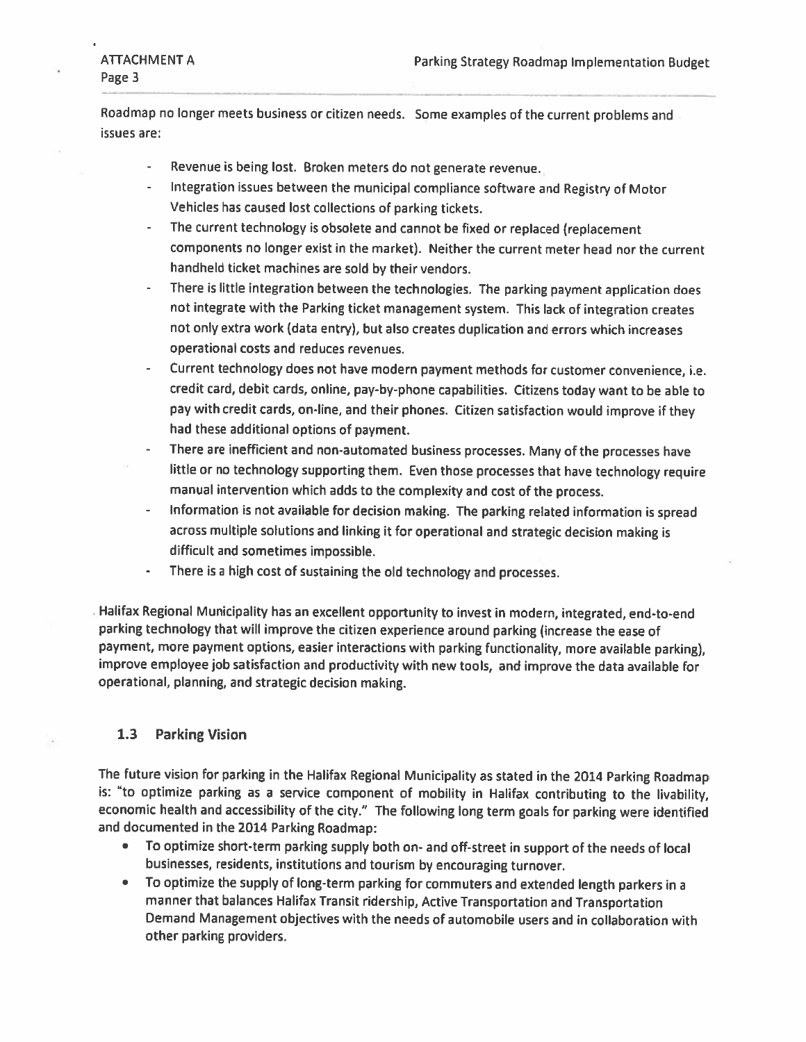Roadmap no longer meets business or citizen needs. Some examples of the current problems and issues are:

- Revenue is being lost. Broken meters do not generate revenue.
- Integration issues between the municipal compliance software and Registry of Motor Vehicles has caused lost collections of parking tickets.
- The current technology is obsolete and cannot be fixed or replaced (replacement components no longer exist in the market). Neither the current meter head nor the current handheld ticket machines are sold by their vendors.
- There is little integration between the technologies. The parking payment application does not integrate with the Parking ticket management system. This lack of integration creates not only extra work (data entry), but also creates duplication and errors which increases operational costs and reduces revenues.
- Current technology does not have modern payment methods for customer convenience, i.e. credit card, debit cards, online, pay-by-phone capabilities. Citizens today want to be able to pay with credit cards, on-line, and their phones. Citizen satisfaction would improve if they had these additional options of payment.
- There are inefficient and non-automated business processes. Many of the processes have little or no technology supporting them. Even those processes that have technology require manual intervention which adds to the complexity and cost of the process.
- Information is not available for decision making. The parking related information is spread across multiple solutions and linking it for operational and strategic decision making is difficult and sometimes impossible.
- There is a high cost of sustaining the old technology and processes.

Halifax Regional Municipality has an excellent opportunity to invest in modern, integrated, end-to-end parking technology that will improve the citizen experience around parking (increase the ease of payment, more payment options, easier interactions with parking functionality, more available parking), improve employee job satisfaction and productivity with new tools, and improve the data available for operational, planning, and strategic decision making.

### 1.3 Parking Vision

The future vision for parking in the Halifax Regional Municipality as stated in the 2014 Parking Roadmap is: "to optimize parking as a service component of mobility in Halifax contributing to the livability, economic health and accessibility of the city." The following long term goals for parking were identified and documented in the 2014 Parking Roadmap:

- To optimize short-term parking supply both on- and off-street in support of the needs of local businesses, residents, institutions and tourism by encouraging turnover.
- To optimize the supply of long-term parking for commuters and extended length parkers in a manner that balances Halifax Transit ridership, Active Transportation and Transportation Demand Management objectives with the needs of automobile users and in collaboration with other parking providers.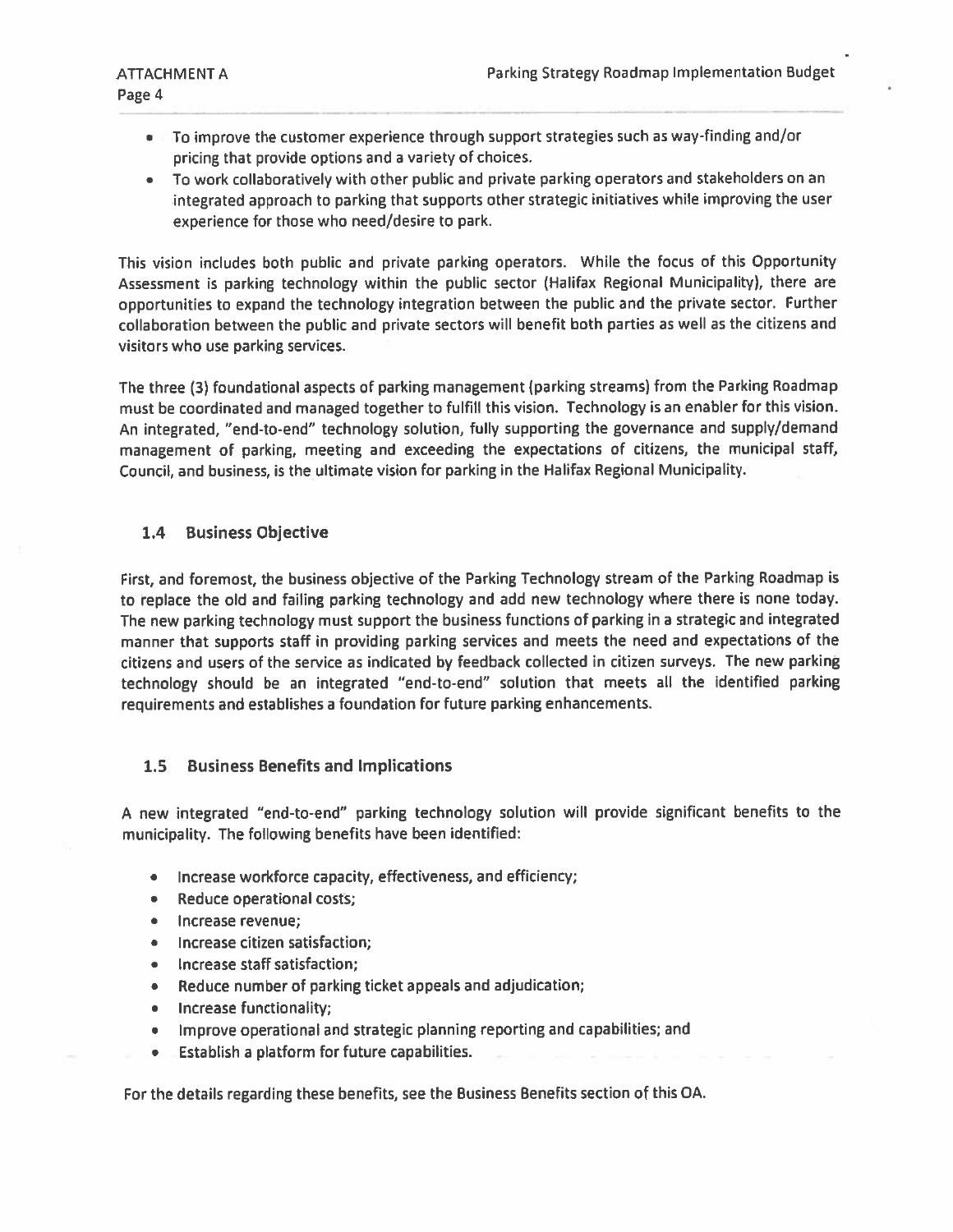- To improve the customer experience through support strategies such as way-finding and/or pricing that provide options and a variety of choices.
- To work collaboratively with other public and private parking operators and stakeholders on an integrated approach to parking that supports other strategic initiatives while improving the user experience for those who need/desire to park.

This vision includes both public and private parking operators. While the focus of this Opportunity Assessment is parking technology within the public sector (Halifax Regional Municipality), there are opportunities to expand the technology integration between the public and the private sector. Further collaboration between the public and private sectors will benefit both parties as well as the citizens and visitors who use parking services.

The three (3) foundational aspects of parking management (parking streams) from the Parking Roadmap must be coordinated and managed together to fulfill this vision. Technology is an enabler for this vision. An integrated, "end-to-end" technology solution, fully supporting the governance and supply/demand management of parking, meeting and exceeding the expectations of citizens, the municipal staff, Council, and business, is the ultimate vision for parking in the Halifax Regional Municipality.

## 1.4 Business Objective

First, and foremost, the business objective of the Parking Technology stream of the Parking Roadmap is to replace the old and failing parking technology and add new technology where there is none today. The new parking technology must support the business functions of parking in a strategic and integrated manner that supports staff in providing parking services and meets the need and expectations of the citizens and users of the service as indicated by feedback collected in citizen surveys. The new parking technology should be an integrated "end-to-end" solution that meets all the identified parking requirements and establishes a foundation for future parking enhancements.

## 1.5 Business Benefits and Implications

A new integrated "end-to-end" parking technology solution will provide significant benefits to the municipality. The following benefits have been identified:

- Increase workforce capacity, effectiveness, and efficiency;
- Reduce operational costs;
- Increase revenue;
- Increase citizen satisfaction;
- Increase staff satisfaction;
- Reduce number of parking ticket appeals and adjudication;
- Increase functionality;
- Improve operational and strategic planning reporting and capabilities; and
- Establish a platform for future capabilities.

For the details regarding these benefits, see the Business Benefits section of this OA.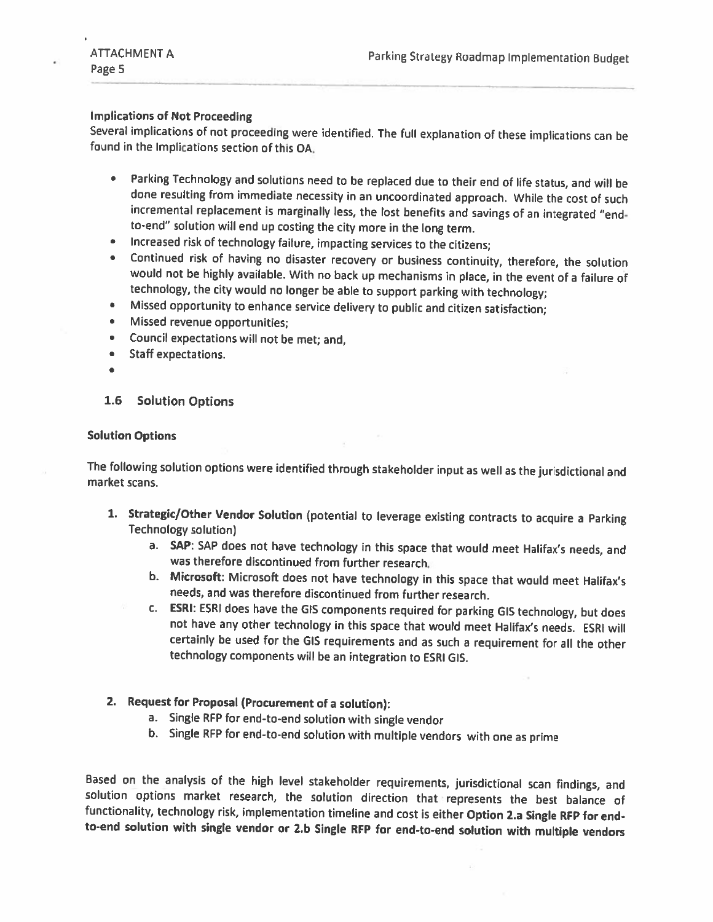**Implications of Not Proceeding**

Several implications of not proceeding were identified. The full explanation of these implications can be found in the Implications section of this OA.

- Parking Technology and solutions need to be replaced due to their end of life status, and will be done resulting from immediate necessity in an uncoordinated approach. While the cost of such incremental replacement is marginally less, the lost benefits and savings of an integrated "end-to-end" solution will end up costing the city more in the long term.
- Increased risk of technology failure, impacting services to the citizens;
- Continued risk of having no disaster recovery or business continuity, therefore, the solution would not be highly available. With no back up mechanisms in place, in the event of a failure of technology, the city would no longer be able to support parking with technology;
- Missed opportunity to enhance service delivery to public and citizen satisfaction;
- Missed revenue opportunities;
- Council expectations will not be met; and,
- Staff expectations.

## 1.6 Solution Options

**Solution Options**

The following solution options were identified through stakeholder input as well as the jurisdictional and market scans.

1. **Strategic/Other Vendor Solution** (potential to leverage existing contracts to acquire a Parking Technology solution)
   a. **SAP**: SAP does not have technology in this space that would meet Halifax's needs, and was therefore discontinued from further research.
   b. **Microsoft**: Microsoft does not have technology in this space that would meet Halifax's needs, and was therefore discontinued from further research.
   c. **ESRI**: ESRI does have the GIS components required for parking GIS technology, but does not have any other technology in this space that would meet Halifax's needs. ESRI will certainly be used for the GIS requirements and as such a requirement for all the other technology components will be an integration to ESRI GIS.

2. **Request for Proposal (Procurement of a solution):**
   a. Single RFP for end-to-end solution with single vendor
   b. Single RFP for end-to-end solution with multiple vendors with one as prime

Based on the analysis of the high level stakeholder requirements, jurisdictional scan findings, and solution options market research, the solution direction that represents the best balance of functionality, technology risk, implementation timeline and cost is either **Option 2.a Single RFP for end-to-end solution with single vendor or 2.b Single RFP for end-to-end solution with multiple vendors**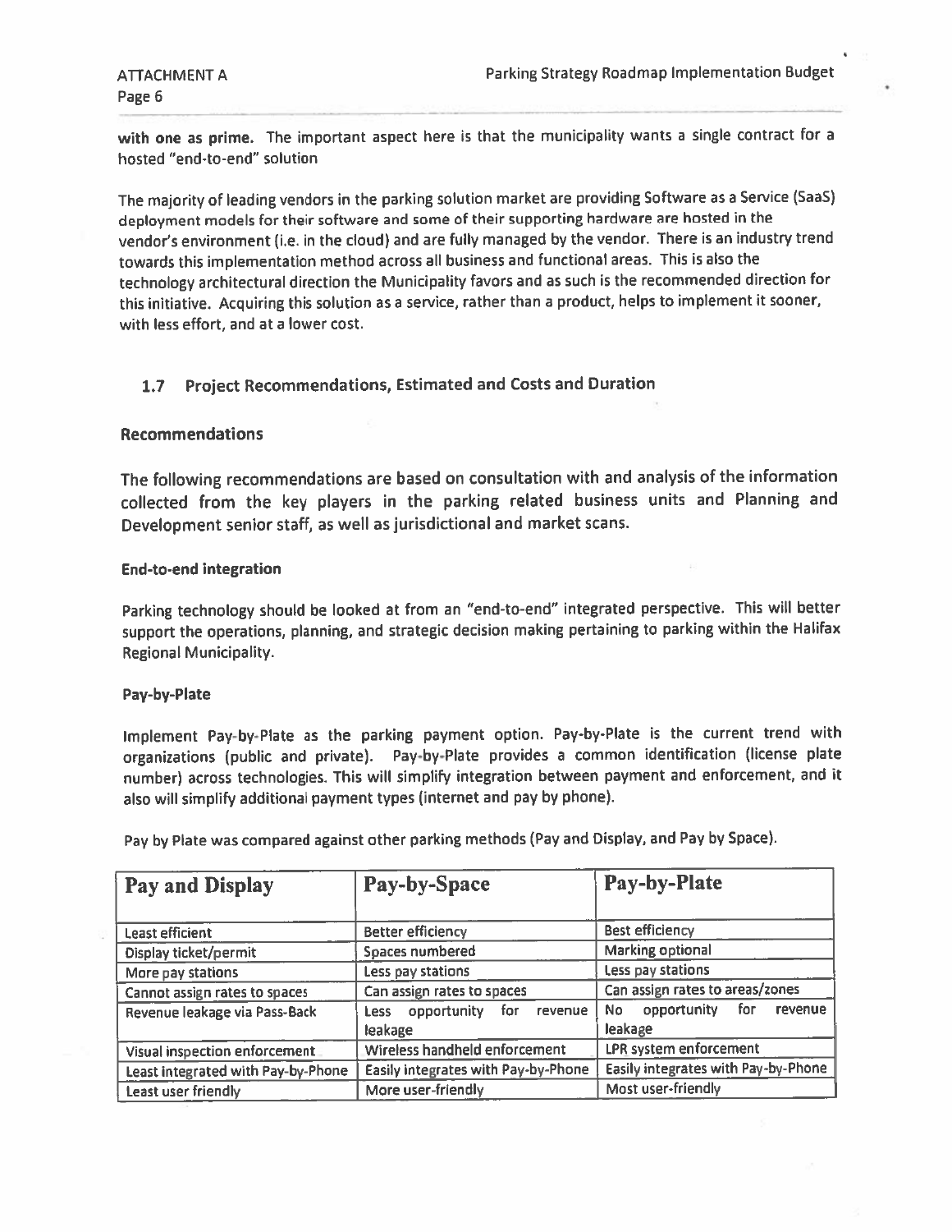**with one as prime.** The important aspect here is that the municipality wants a single contract for a hosted "end-to-end" solution

The majority of leading vendors in the parking solution market are providing Software as a Service (SaaS) deployment models for their software and some of their supporting hardware are hosted in the vendor's environment (i.e. in the cloud) and are fully managed by the vendor. There is an industry trend towards this implementation method across all business and functional areas. This is also the technology architectural direction the Municipality favors and as such is the recommended direction for this initiative. Acquiring this solution as a service, rather than a product, helps to implement it sooner, with less effort, and at a lower cost.

## 1.7 Project Recommendations, Estimated and Costs and Duration

### Recommendations

The following recommendations are based on consultation with and analysis of the information collected from the key players in the parking related business units and Planning and Development senior staff, as well as jurisdictional and market scans.

#### End-to-end integration

Parking technology should be looked at from an "end-to-end" integrated perspective. This will better support the operations, planning, and strategic decision making pertaining to parking within the Halifax Regional Municipality.

#### Pay-by-Plate

Implement Pay-by-Plate as the parking payment option. Pay-by-Plate is the current trend with organizations (public and private). Pay-by-Plate provides a common identification (license plate number) across technologies. This will simplify integration between payment and enforcement, and it also will simplify additional payment types (internet and pay by phone).

Pay by Plate was compared against other parking methods (Pay and Display, and Pay by Space).

| Pay and Display | Pay-by-Space | Pay-by-Plate |
|---|---|---|
| Least efficient | Better efficiency | Best efficiency |
| Display ticket/permit | Spaces numbered | Marking optional |
| More pay stations | Less pay stations | Less pay stations |
| Cannot assign rates to spaces | Can assign rates to spaces | Can assign rates to areas/zones |
| Revenue leakage via Pass-Back | Less opportunity for revenue leakage | No opportunity for revenue leakage |
| Visual inspection enforcement | Wireless handheld enforcement | LPR system enforcement |
| Least integrated with Pay-by-Phone | Easily integrates with Pay-by-Phone | Easily integrates with Pay-by-Phone |
| Least user friendly | More user-friendly | Most user-friendly |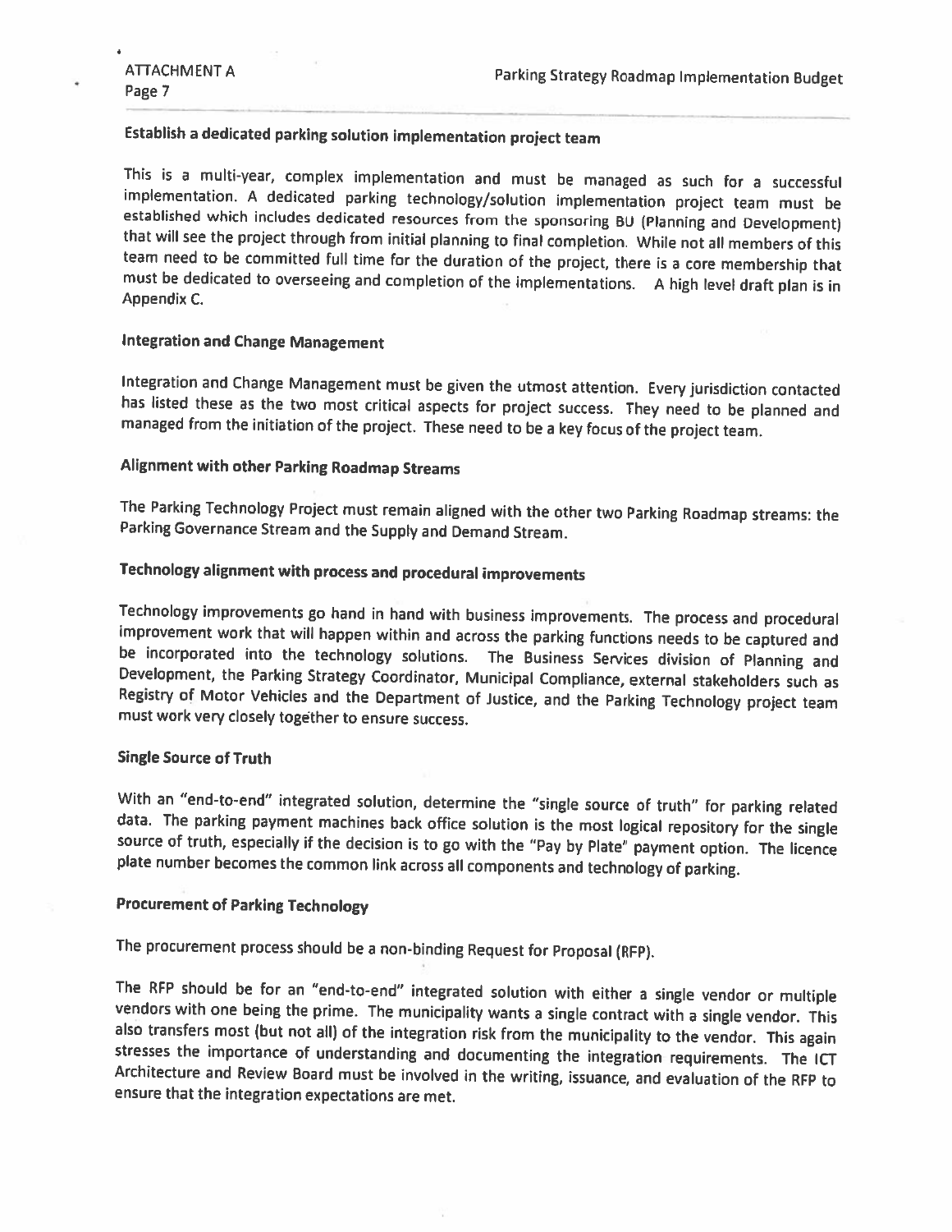## Establish a dedicated parking solution implementation project team

This is a multi-year, complex implementation and must be managed as such for a successful implementation. A dedicated parking technology/solution implementation project team must be established which includes dedicated resources from the sponsoring BU (Planning and Development) that will see the project through from initial planning to final completion. While not all members of this team need to be committed full time for the duration of the project, there is a core membership that must be dedicated to overseeing and completion of the implementations. A high level draft plan is in Appendix C.

## Integration and Change Management

Integration and Change Management must be given the utmost attention. Every jurisdiction contacted has listed these as the two most critical aspects for project success. They need to be planned and managed from the initiation of the project. These need to be a key focus of the project team.

## Alignment with other Parking Roadmap Streams

The Parking Technology Project must remain aligned with the other two Parking Roadmap streams: the Parking Governance Stream and the Supply and Demand Stream.

## Technology alignment with process and procedural improvements

Technology improvements go hand in hand with business improvements. The process and procedural improvement work that will happen within and across the parking functions needs to be captured and be incorporated into the technology solutions. The Business Services division of Planning and Development, the Parking Strategy Coordinator, Municipal Compliance, external stakeholders such as Registry of Motor Vehicles and the Department of Justice, and the Parking Technology project team must work very closely together to ensure success.

## Single Source of Truth

With an "end-to-end" integrated solution, determine the "single source of truth" for parking related data. The parking payment machines back office solution is the most logical repository for the single source of truth, especially if the decision is to go with the "Pay by Plate" payment option. The licence plate number becomes the common link across all components and technology of parking.

## Procurement of Parking Technology

The procurement process should be a non-binding Request for Proposal (RFP).

The RFP should be for an "end-to-end" integrated solution with either a single vendor or multiple vendors with one being the prime. The municipality wants a single contract with a single vendor. This also transfers most (but not all) of the integration risk from the municipality to the vendor. This again stresses the importance of understanding and documenting the integration requirements. The ICT Architecture and Review Board must be involved in the writing, issuance, and evaluation of the RFP to ensure that the integration expectations are met.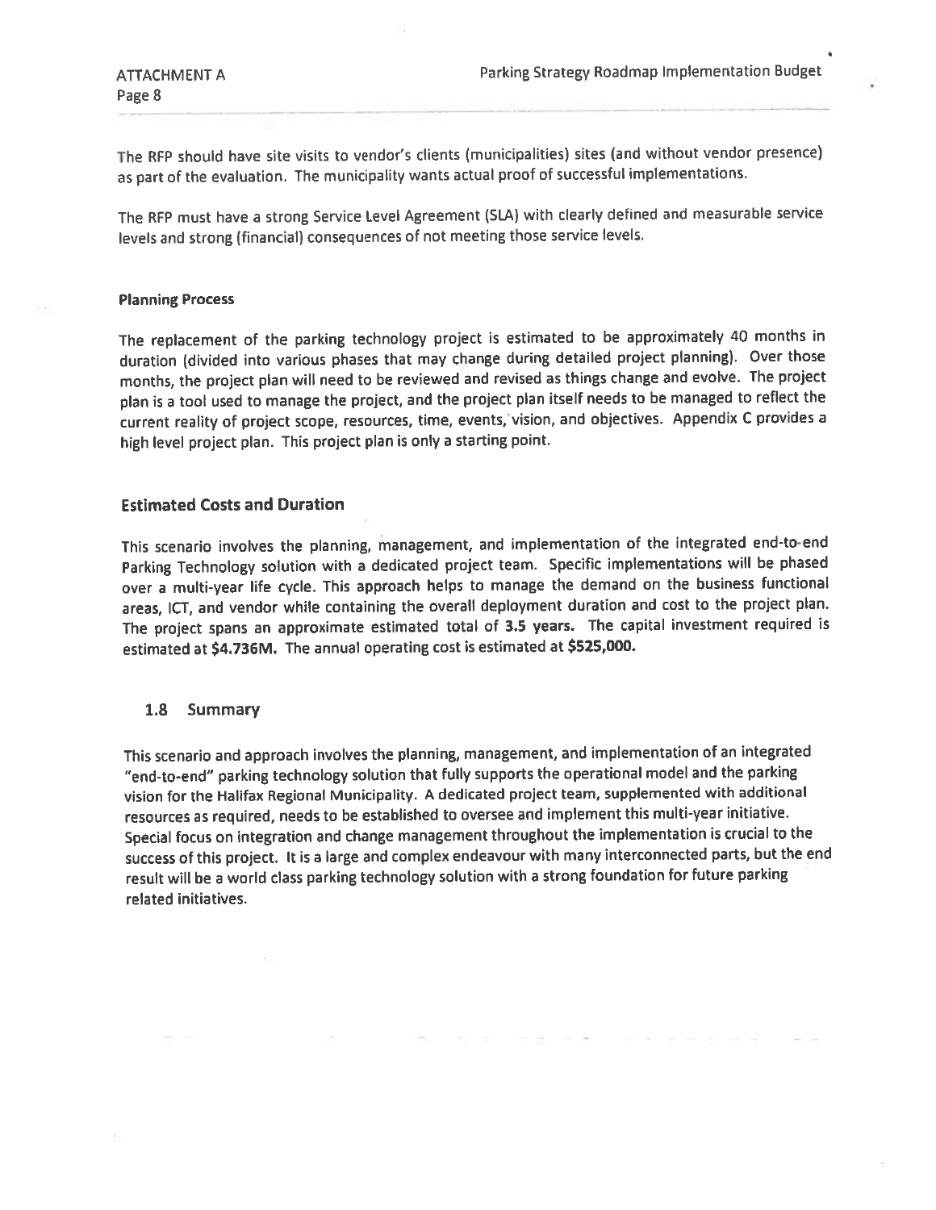The RFP should have site visits to vendor's clients (municipalities) sites (and without vendor presence) as part of the evaluation. The municipality wants actual proof of successful implementations.

The RFP must have a strong Service Level Agreement (SLA) with clearly defined and measurable service levels and strong (financial) consequences of not meeting those service levels.

**Planning Process**

The replacement of the parking technology project is estimated to be approximately 40 months in duration (divided into various phases that may change during detailed project planning). Over those months, the project plan will need to be reviewed and revised as things change and evolve. The project plan is a tool used to manage the project, and the project plan itself needs to be managed to reflect the current reality of project scope, resources, time, events, vision, and objectives. Appendix C provides a high level project plan. This project plan is only a starting point.

### Estimated Costs and Duration

This scenario involves the planning, management, and implementation of the integrated end-to-end Parking Technology solution with a dedicated project team. Specific implementations will be phased over a multi-year life cycle. This approach helps to manage the demand on the business functional areas, ICT, and vendor while containing the overall deployment duration and cost to the project plan. The project spans an approximate estimated total of **3.5 years.** The capital investment required is estimated at **$4.736M.** The annual operating cost is estimated at **$525,000.**

## 1.8 Summary

This scenario and approach involves the planning, management, and implementation of an integrated "end-to-end" parking technology solution that fully supports the operational model and the parking vision for the Halifax Regional Municipality. A dedicated project team, supplemented with additional resources as required, needs to be established to oversee and implement this multi-year initiative. Special focus on integration and change management throughout the implementation is crucial to the success of this project. It is a large and complex endeavour with many interconnected parts, but the end result will be a world class parking technology solution with a strong foundation for future parking related initiatives.